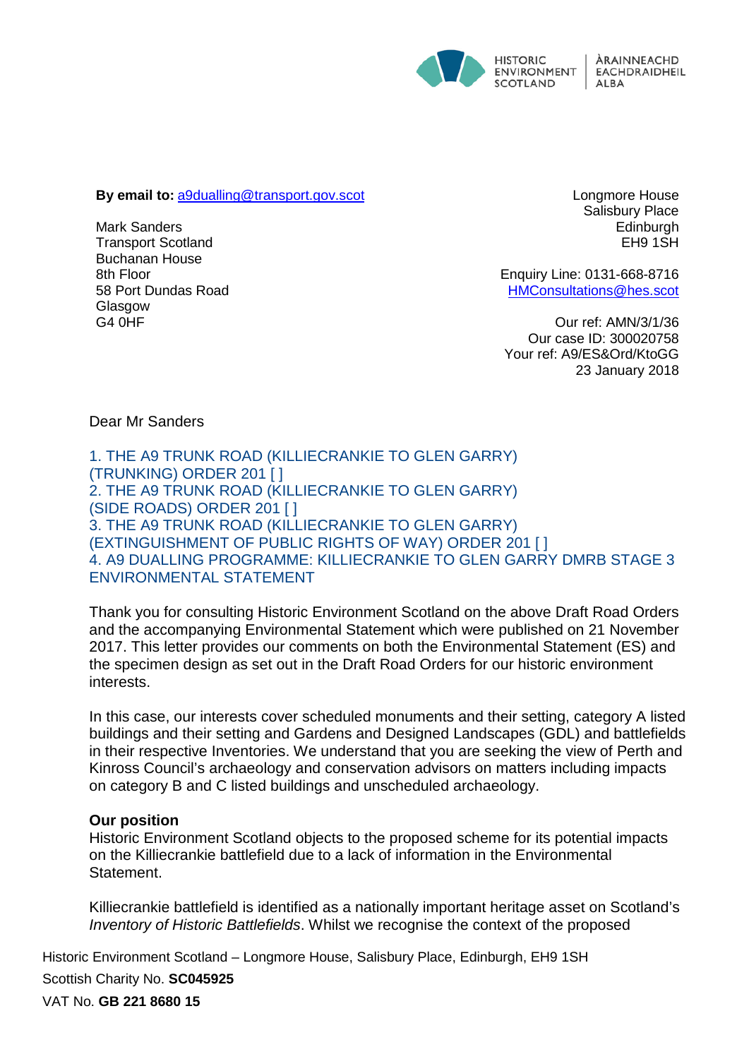HISTORIC ENVIRONMENT SCOTLAND | ÀRAINNEACHD EACHDRAIDHEIL ALBA

**By email to:** a9dualling@transport.gov.scot

Mark Sanders
Transport Scotland
Buchanan House
8th Floor
58 Port Dundas Road
Glasgow
G4 0HF

Longmore House
Salisbury Place
Edinburgh
EH9 1SH

Enquiry Line: 0131-668-8716
HMConsultations@hes.scot

Our ref: AMN/3/1/36
Our case ID: 300020758
Your ref: A9/ES&Ord/KtoGG
23 January 2018

Dear Mr Sanders

1. THE A9 TRUNK ROAD (KILLIECRANKIE TO GLEN GARRY) (TRUNKING) ORDER 201 [ ]
2. THE A9 TRUNK ROAD (KILLIECRANKIE TO GLEN GARRY) (SIDE ROADS) ORDER 201 [ ]
3. THE A9 TRUNK ROAD (KILLIECRANKIE TO GLEN GARRY) (EXTINGUISHMENT OF PUBLIC RIGHTS OF WAY) ORDER 201 [ ]
4. A9 DUALLING PROGRAMME: KILLIECRANKIE TO GLEN GARRY DMRB STAGE 3 ENVIRONMENTAL STATEMENT

Thank you for consulting Historic Environment Scotland on the above Draft Road Orders and the accompanying Environmental Statement which were published on 21 November 2017. This letter provides our comments on both the Environmental Statement (ES) and the specimen design as set out in the Draft Road Orders for our historic environment interests.

In this case, our interests cover scheduled monuments and their setting, category A listed buildings and their setting and Gardens and Designed Landscapes (GDL) and battlefields in their respective Inventories. We understand that you are seeking the view of Perth and Kinross Council's archaeology and conservation advisors on matters including impacts on category B and C listed buildings and unscheduled archaeology.

**Our position**
Historic Environment Scotland objects to the proposed scheme for its potential impacts on the Killiecrankie battlefield due to a lack of information in the Environmental Statement.

Killiecrankie battlefield is identified as a nationally important heritage asset on Scotland's *Inventory of Historic Battlefields*. Whilst we recognise the context of the proposed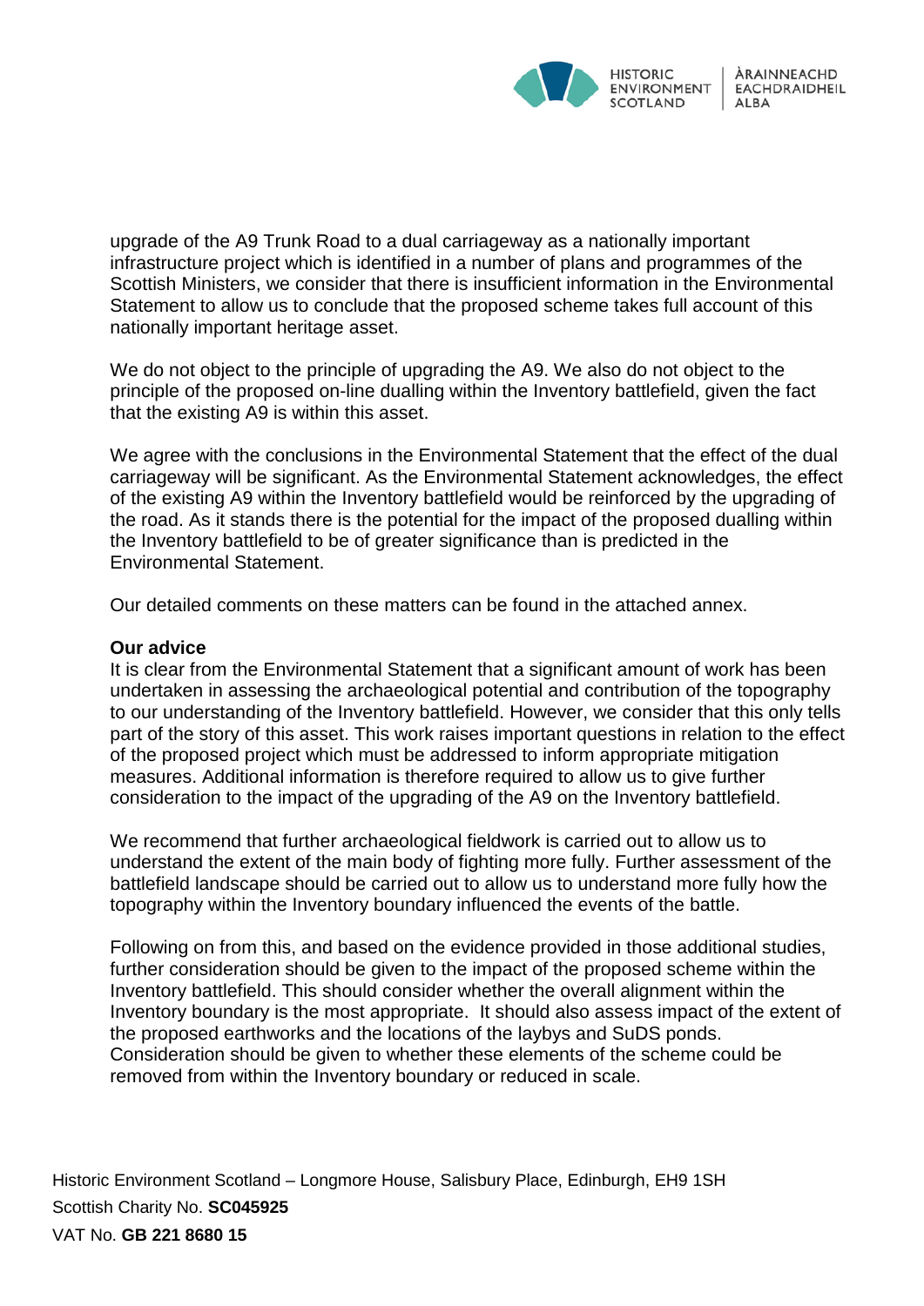upgrade of the A9 Trunk Road to a dual carriageway as a nationally important infrastructure project which is identified in a number of plans and programmes of the Scottish Ministers, we consider that there is insufficient information in the Environmental Statement to allow us to conclude that the proposed scheme takes full account of this nationally important heritage asset.

We do not object to the principle of upgrading the A9. We also do not object to the principle of the proposed on-line dualling within the Inventory battlefield, given the fact that the existing A9 is within this asset.

We agree with the conclusions in the Environmental Statement that the effect of the dual carriageway will be significant. As the Environmental Statement acknowledges, the effect of the existing A9 within the Inventory battlefield would be reinforced by the upgrading of the road. As it stands there is the potential for the impact of the proposed dualling within the Inventory battlefield to be of greater significance than is predicted in the Environmental Statement.

Our detailed comments on these matters can be found in the attached annex.

**Our advice**

It is clear from the Environmental Statement that a significant amount of work has been undertaken in assessing the archaeological potential and contribution of the topography to our understanding of the Inventory battlefield. However, we consider that this only tells part of the story of this asset. This work raises important questions in relation to the effect of the proposed project which must be addressed to inform appropriate mitigation measures. Additional information is therefore required to allow us to give further consideration to the impact of the upgrading of the A9 on the Inventory battlefield.

We recommend that further archaeological fieldwork is carried out to allow us to understand the extent of the main body of fighting more fully. Further assessment of the battlefield landscape should be carried out to allow us to understand more fully how the topography within the Inventory boundary influenced the events of the battle.

Following on from this, and based on the evidence provided in those additional studies, further consideration should be given to the impact of the proposed scheme within the Inventory battlefield. This should consider whether the overall alignment within the Inventory boundary is the most appropriate. It should also assess impact of the extent of the proposed earthworks and the locations of the laybys and SuDS ponds. Consideration should be given to whether these elements of the scheme could be removed from within the Inventory boundary or reduced in scale.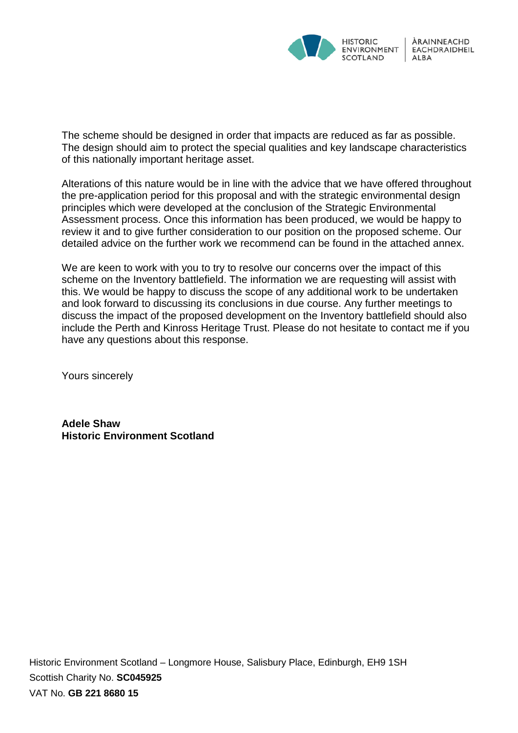The scheme should be designed in order that impacts are reduced as far as possible. The design should aim to protect the special qualities and key landscape characteristics of this nationally important heritage asset.

Alterations of this nature would be in line with the advice that we have offered throughout the pre-application period for this proposal and with the strategic environmental design principles which were developed at the conclusion of the Strategic Environmental Assessment process. Once this information has been produced, we would be happy to review it and to give further consideration to our position on the proposed scheme. Our detailed advice on the further work we recommend can be found in the attached annex.

We are keen to work with you to try to resolve our concerns over the impact of this scheme on the Inventory battlefield. The information we are requesting will assist with this. We would be happy to discuss the scope of any additional work to be undertaken and look forward to discussing its conclusions in due course. Any further meetings to discuss the impact of the proposed development on the Inventory battlefield should also include the Perth and Kinross Heritage Trust. Please do not hesitate to contact me if you have any questions about this response.

Yours sincerely

**Adele Shaw**
**Historic Environment Scotland**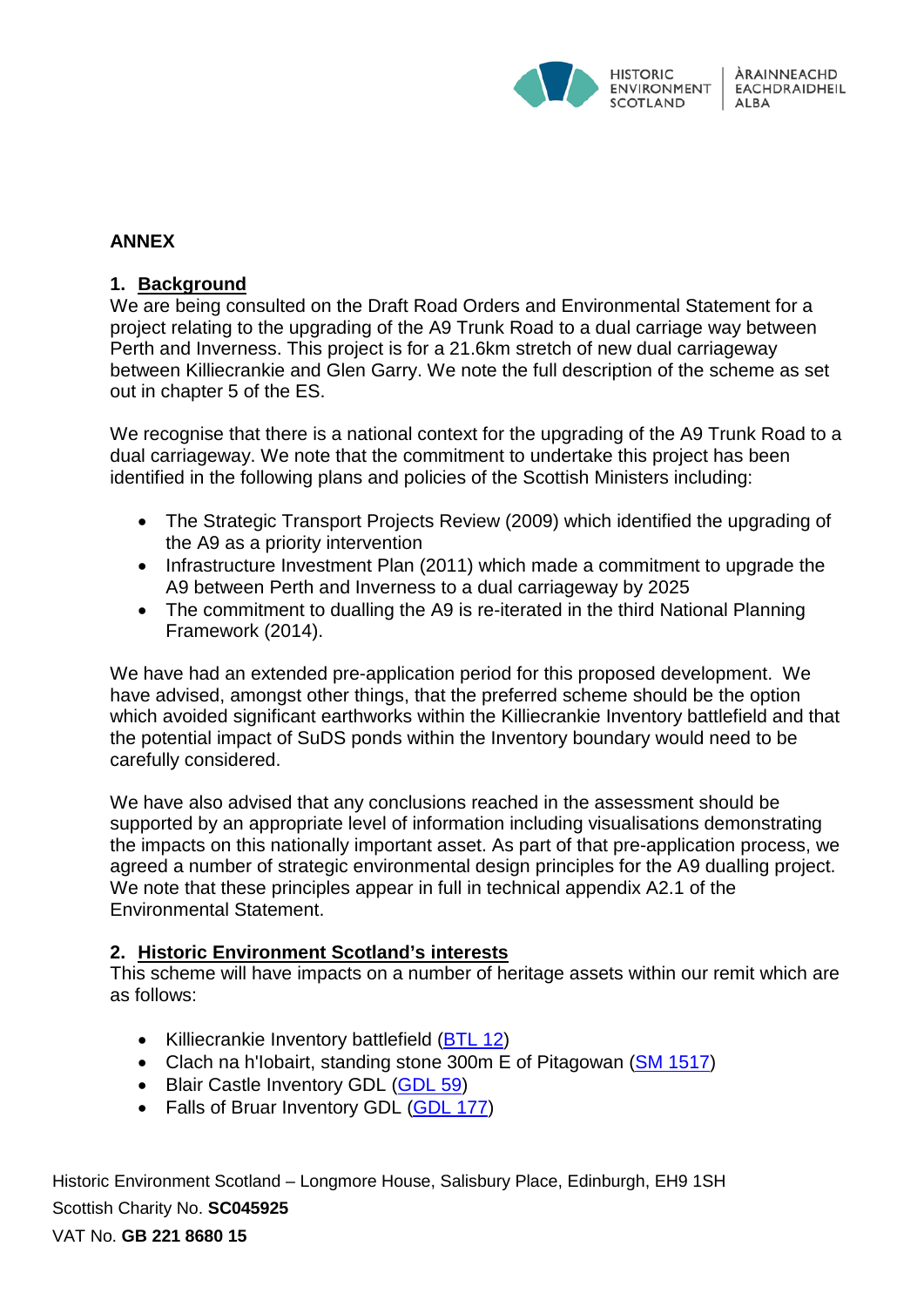## ANNEX

### 1. Background

We are being consulted on the Draft Road Orders and Environmental Statement for a project relating to the upgrading of the A9 Trunk Road to a dual carriage way between Perth and Inverness. This project is for a 21.6km stretch of new dual carriageway between Killiecrankie and Glen Garry. We note the full description of the scheme as set out in chapter 5 of the ES.

We recognise that there is a national context for the upgrading of the A9 Trunk Road to a dual carriageway. We note that the commitment to undertake this project has been identified in the following plans and policies of the Scottish Ministers including:

- The Strategic Transport Projects Review (2009) which identified the upgrading of the A9 as a priority intervention
- Infrastructure Investment Plan (2011) which made a commitment to upgrade the A9 between Perth and Inverness to a dual carriageway by 2025
- The commitment to dualling the A9 is re-iterated in the third National Planning Framework (2014).

We have had an extended pre-application period for this proposed development. We have advised, amongst other things, that the preferred scheme should be the option which avoided significant earthworks within the Killiecrankie Inventory battlefield and that the potential impact of SuDS ponds within the Inventory boundary would need to be carefully considered.

We have also advised that any conclusions reached in the assessment should be supported by an appropriate level of information including visualisations demonstrating the impacts on this nationally important asset. As part of that pre-application process, we agreed a number of strategic environmental design principles for the A9 dualling project. We note that these principles appear in full in technical appendix A2.1 of the Environmental Statement.

### 2. Historic Environment Scotland's interests

This scheme will have impacts on a number of heritage assets within our remit which are as follows:

- Killiecrankie Inventory battlefield (BTL 12)
- Clach na h'Iobairt, standing stone 300m E of Pitagowan (SM 1517)
- Blair Castle Inventory GDL (GDL 59)
- Falls of Bruar Inventory GDL (GDL 177)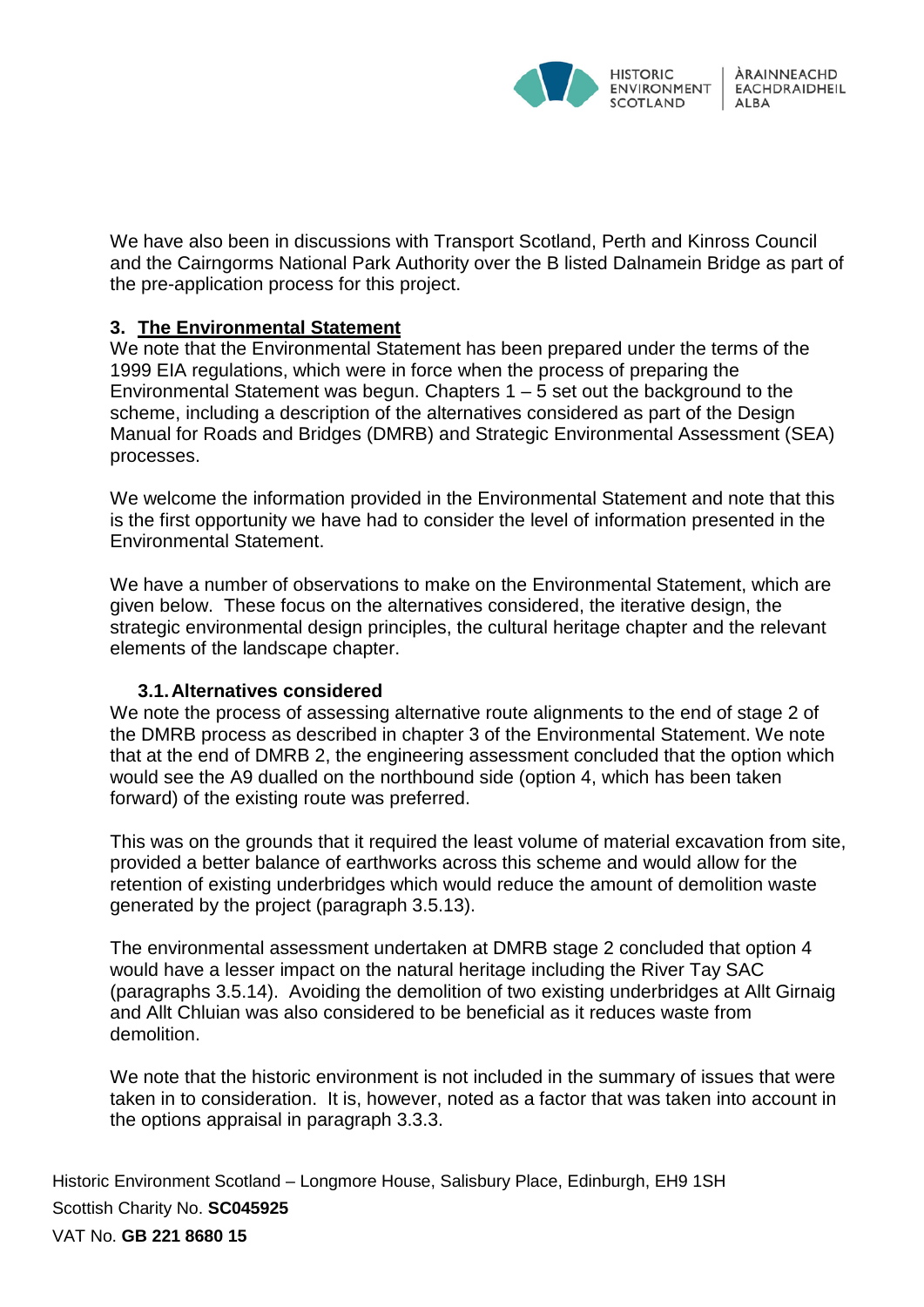We have also been in discussions with Transport Scotland, Perth and Kinross Council and the Cairngorms National Park Authority over the B listed Dalnamein Bridge as part of the pre-application process for this project.

## 3. The Environmental Statement

We note that the Environmental Statement has been prepared under the terms of the 1999 EIA regulations, which were in force when the process of preparing the Environmental Statement was begun. Chapters 1 – 5 set out the background to the scheme, including a description of the alternatives considered as part of the Design Manual for Roads and Bridges (DMRB) and Strategic Environmental Assessment (SEA) processes.

We welcome the information provided in the Environmental Statement and note that this is the first opportunity we have had to consider the level of information presented in the Environmental Statement.

We have a number of observations to make on the Environmental Statement, which are given below. These focus on the alternatives considered, the iterative design, the strategic environmental design principles, the cultural heritage chapter and the relevant elements of the landscape chapter.

### 3.1. Alternatives considered

We note the process of assessing alternative route alignments to the end of stage 2 of the DMRB process as described in chapter 3 of the Environmental Statement. We note that at the end of DMRB 2, the engineering assessment concluded that the option which would see the A9 dualled on the northbound side (option 4, which has been taken forward) of the existing route was preferred.

This was on the grounds that it required the least volume of material excavation from site, provided a better balance of earthworks across this scheme and would allow for the retention of existing underbridges which would reduce the amount of demolition waste generated by the project (paragraph 3.5.13).

The environmental assessment undertaken at DMRB stage 2 concluded that option 4 would have a lesser impact on the natural heritage including the River Tay SAC (paragraphs 3.5.14). Avoiding the demolition of two existing underbridges at Allt Girnaig and Allt Chluian was also considered to be beneficial as it reduces waste from demolition.

We note that the historic environment is not included in the summary of issues that were taken in to consideration. It is, however, noted as a factor that was taken into account in the options appraisal in paragraph 3.3.3.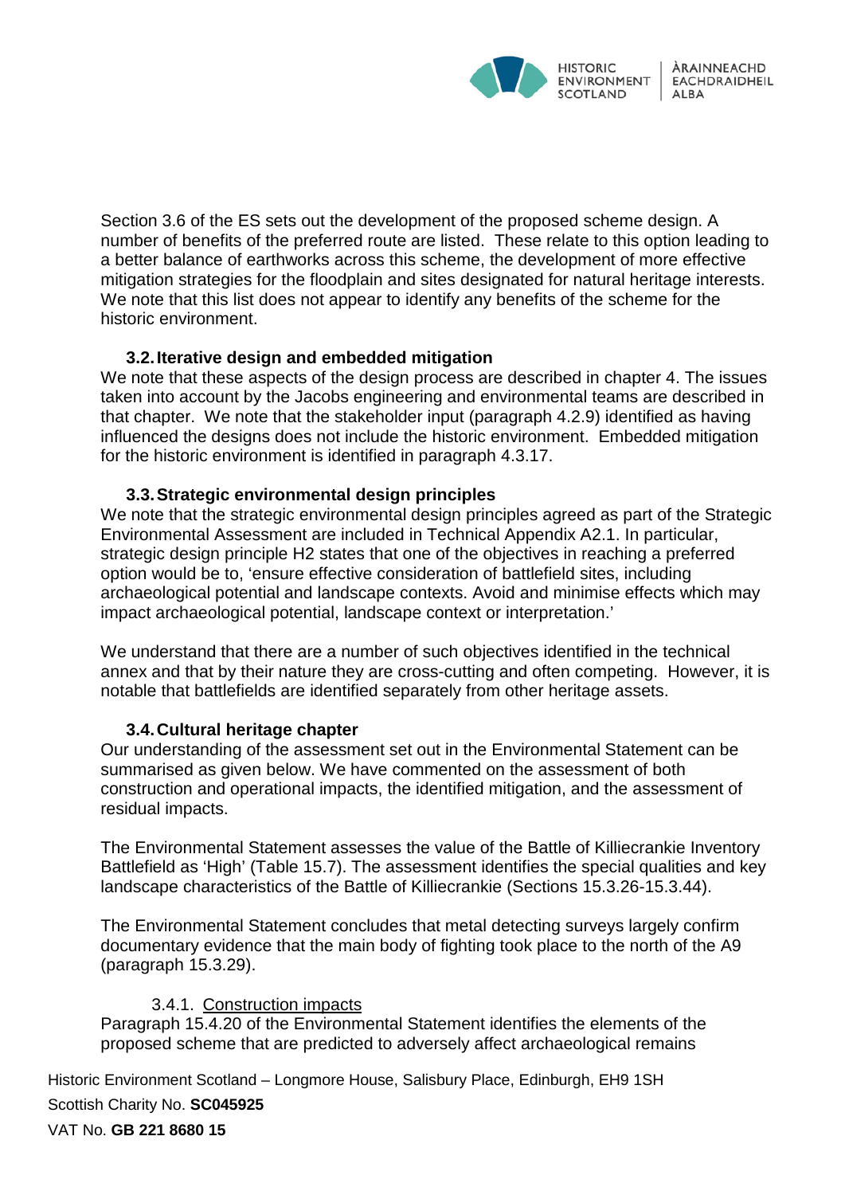Section 3.6 of the ES sets out the development of the proposed scheme design. A number of benefits of the preferred route are listed. These relate to this option leading to a better balance of earthworks across this scheme, the development of more effective mitigation strategies for the floodplain and sites designated for natural heritage interests. We note that this list does not appear to identify any benefits of the scheme for the historic environment.

### 3.2. Iterative design and embedded mitigation

We note that these aspects of the design process are described in chapter 4. The issues taken into account by the Jacobs engineering and environmental teams are described in that chapter. We note that the stakeholder input (paragraph 4.2.9) identified as having influenced the designs does not include the historic environment. Embedded mitigation for the historic environment is identified in paragraph 4.3.17.

### 3.3. Strategic environmental design principles

We note that the strategic environmental design principles agreed as part of the Strategic Environmental Assessment are included in Technical Appendix A2.1. In particular, strategic design principle H2 states that one of the objectives in reaching a preferred option would be to, 'ensure effective consideration of battlefield sites, including archaeological potential and landscape contexts. Avoid and minimise effects which may impact archaeological potential, landscape context or interpretation.'

We understand that there are a number of such objectives identified in the technical annex and that by their nature they are cross-cutting and often competing. However, it is notable that battlefields are identified separately from other heritage assets.

### 3.4. Cultural heritage chapter

Our understanding of the assessment set out in the Environmental Statement can be summarised as given below. We have commented on the assessment of both construction and operational impacts, the identified mitigation, and the assessment of residual impacts.

The Environmental Statement assesses the value of the Battle of Killiecrankie Inventory Battlefield as 'High' (Table 15.7). The assessment identifies the special qualities and key landscape characteristics of the Battle of Killiecrankie (Sections 15.3.26-15.3.44).

The Environmental Statement concludes that metal detecting surveys largely confirm documentary evidence that the main body of fighting took place to the north of the A9 (paragraph 15.3.29).

#### 3.4.1. Construction impacts

Paragraph 15.4.20 of the Environmental Statement identifies the elements of the proposed scheme that are predicted to adversely affect archaeological remains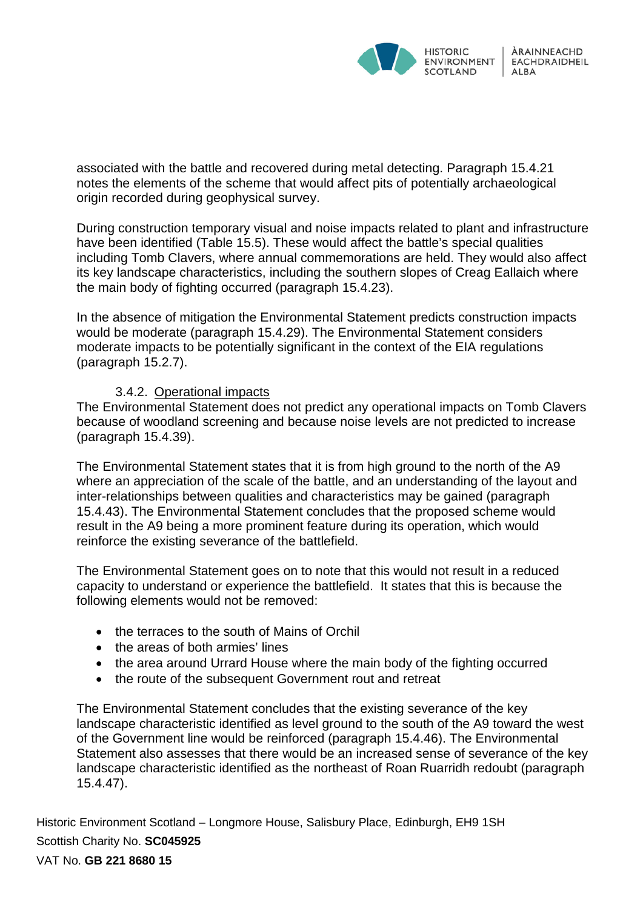associated with the battle and recovered during metal detecting. Paragraph 15.4.21 notes the elements of the scheme that would affect pits of potentially archaeological origin recorded during geophysical survey.

During construction temporary visual and noise impacts related to plant and infrastructure have been identified (Table 15.5). These would affect the battle's special qualities including Tomb Clavers, where annual commemorations are held. They would also affect its key landscape characteristics, including the southern slopes of Creag Eallaich where the main body of fighting occurred (paragraph 15.4.23).

In the absence of mitigation the Environmental Statement predicts construction impacts would be moderate (paragraph 15.4.29). The Environmental Statement considers moderate impacts to be potentially significant in the context of the EIA regulations (paragraph 15.2.7).

#### 3.4.2. Operational impacts

The Environmental Statement does not predict any operational impacts on Tomb Clavers because of woodland screening and because noise levels are not predicted to increase (paragraph 15.4.39).

The Environmental Statement states that it is from high ground to the north of the A9 where an appreciation of the scale of the battle, and an understanding of the layout and inter-relationships between qualities and characteristics may be gained (paragraph 15.4.43). The Environmental Statement concludes that the proposed scheme would result in the A9 being a more prominent feature during its operation, which would reinforce the existing severance of the battlefield.

The Environmental Statement goes on to note that this would not result in a reduced capacity to understand or experience the battlefield. It states that this is because the following elements would not be removed:

- the terraces to the south of Mains of Orchil
- the areas of both armies' lines
- the area around Urrard House where the main body of the fighting occurred
- the route of the subsequent Government rout and retreat

The Environmental Statement concludes that the existing severance of the key landscape characteristic identified as level ground to the south of the A9 toward the west of the Government line would be reinforced (paragraph 15.4.46). The Environmental Statement also assesses that there would be an increased sense of severance of the key landscape characteristic identified as the northeast of Roan Ruarridh redoubt (paragraph 15.4.47).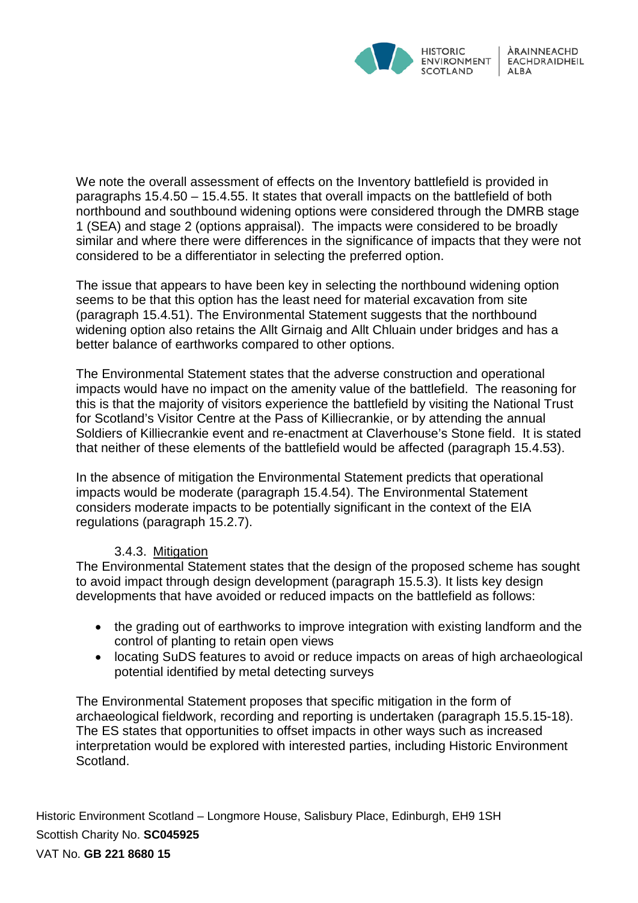We note the overall assessment of effects on the Inventory battlefield is provided in paragraphs 15.4.50 – 15.4.55. It states that overall impacts on the battlefield of both northbound and southbound widening options were considered through the DMRB stage 1 (SEA) and stage 2 (options appraisal). The impacts were considered to be broadly similar and where there were differences in the significance of impacts that they were not considered to be a differentiator in selecting the preferred option.

The issue that appears to have been key in selecting the northbound widening option seems to be that this option has the least need for material excavation from site (paragraph 15.4.51). The Environmental Statement suggests that the northbound widening option also retains the Allt Girnaig and Allt Chluain under bridges and has a better balance of earthworks compared to other options.

The Environmental Statement states that the adverse construction and operational impacts would have no impact on the amenity value of the battlefield. The reasoning for this is that the majority of visitors experience the battlefield by visiting the National Trust for Scotland's Visitor Centre at the Pass of Killiecrankie, or by attending the annual Soldiers of Killiecrankie event and re-enactment at Claverhouse's Stone field. It is stated that neither of these elements of the battlefield would be affected (paragraph 15.4.53).

In the absence of mitigation the Environmental Statement predicts that operational impacts would be moderate (paragraph 15.4.54). The Environmental Statement considers moderate impacts to be potentially significant in the context of the EIA regulations (paragraph 15.2.7).

### 3.4.3. Mitigation

The Environmental Statement states that the design of the proposed scheme has sought to avoid impact through design development (paragraph 15.5.3). It lists key design developments that have avoided or reduced impacts on the battlefield as follows:

- the grading out of earthworks to improve integration with existing landform and the control of planting to retain open views
- locating SuDS features to avoid or reduce impacts on areas of high archaeological potential identified by metal detecting surveys

The Environmental Statement proposes that specific mitigation in the form of archaeological fieldwork, recording and reporting is undertaken (paragraph 15.5.15-18). The ES states that opportunities to offset impacts in other ways such as increased interpretation would be explored with interested parties, including Historic Environment Scotland.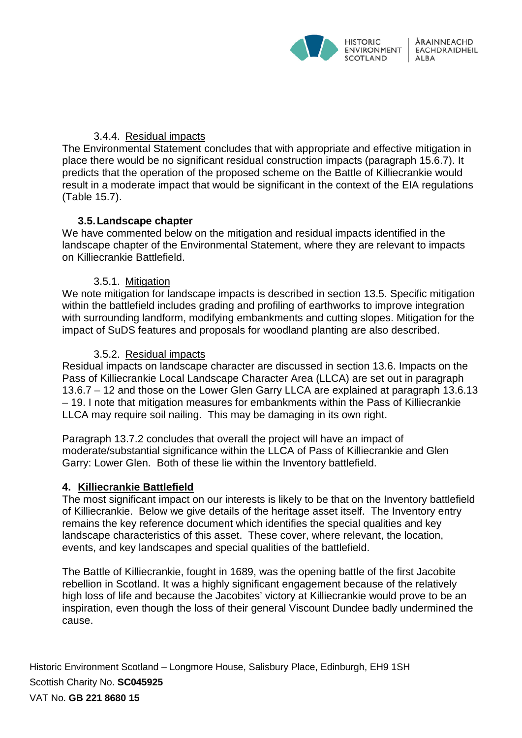#### 3.4.4. Residual impacts

The Environmental Statement concludes that with appropriate and effective mitigation in place there would be no significant residual construction impacts (paragraph 15.6.7). It predicts that the operation of the proposed scheme on the Battle of Killiecrankie would result in a moderate impact that would be significant in the context of the EIA regulations (Table 15.7).

### 3.5. Landscape chapter

We have commented below on the mitigation and residual impacts identified in the landscape chapter of the Environmental Statement, where they are relevant to impacts on Killiecrankie Battlefield.

#### 3.5.1. Mitigation

We note mitigation for landscape impacts is described in section 13.5. Specific mitigation within the battlefield includes grading and profiling of earthworks to improve integration with surrounding landform, modifying embankments and cutting slopes. Mitigation for the impact of SuDS features and proposals for woodland planting are also described.

#### 3.5.2. Residual impacts

Residual impacts on landscape character are discussed in section 13.6. Impacts on the Pass of Killiecrankie Local Landscape Character Area (LLCA) are set out in paragraph 13.6.7 – 12 and those on the Lower Glen Garry LLCA are explained at paragraph 13.6.13 – 19. I note that mitigation measures for embankments within the Pass of Killiecrankie LLCA may require soil nailing. This may be damaging in its own right.

Paragraph 13.7.2 concludes that overall the project will have an impact of moderate/substantial significance within the LLCA of Pass of Killiecrankie and Glen Garry: Lower Glen. Both of these lie within the Inventory battlefield.

## 4. Killiecrankie Battlefield

The most significant impact on our interests is likely to be that on the Inventory battlefield of Killiecrankie. Below we give details of the heritage asset itself. The Inventory entry remains the key reference document which identifies the special qualities and key landscape characteristics of this asset. These cover, where relevant, the location, events, and key landscapes and special qualities of the battlefield.

The Battle of Killiecrankie, fought in 1689, was the opening battle of the first Jacobite rebellion in Scotland. It was a highly significant engagement because of the relatively high loss of life and because the Jacobites' victory at Killiecrankie would prove to be an inspiration, even though the loss of their general Viscount Dundee badly undermined the cause.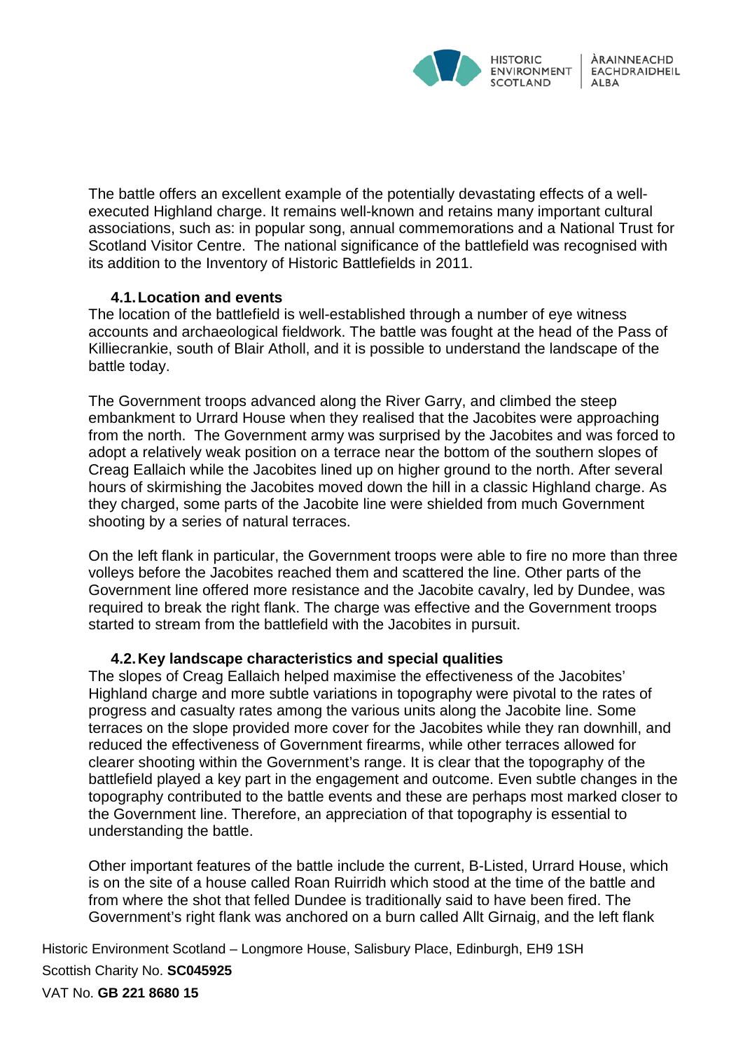The battle offers an excellent example of the potentially devastating effects of a well-executed Highland charge. It remains well-known and retains many important cultural associations, such as: in popular song, annual commemorations and a National Trust for Scotland Visitor Centre. The national significance of the battlefield was recognised with its addition to the Inventory of Historic Battlefields in 2011.

### 4.1. Location and events

The location of the battlefield is well-established through a number of eye witness accounts and archaeological fieldwork. The battle was fought at the head of the Pass of Killiecrankie, south of Blair Atholl, and it is possible to understand the landscape of the battle today.

The Government troops advanced along the River Garry, and climbed the steep embankment to Urrard House when they realised that the Jacobites were approaching from the north. The Government army was surprised by the Jacobites and was forced to adopt a relatively weak position on a terrace near the bottom of the southern slopes of Creag Eallaich while the Jacobites lined up on higher ground to the north. After several hours of skirmishing the Jacobites moved down the hill in a classic Highland charge. As they charged, some parts of the Jacobite line were shielded from much Government shooting by a series of natural terraces.

On the left flank in particular, the Government troops were able to fire no more than three volleys before the Jacobites reached them and scattered the line. Other parts of the Government line offered more resistance and the Jacobite cavalry, led by Dundee, was required to break the right flank. The charge was effective and the Government troops started to stream from the battlefield with the Jacobites in pursuit.

### 4.2. Key landscape characteristics and special qualities

The slopes of Creag Eallaich helped maximise the effectiveness of the Jacobites' Highland charge and more subtle variations in topography were pivotal to the rates of progress and casualty rates among the various units along the Jacobite line. Some terraces on the slope provided more cover for the Jacobites while they ran downhill, and reduced the effectiveness of Government firearms, while other terraces allowed for clearer shooting within the Government's range. It is clear that the topography of the battlefield played a key part in the engagement and outcome. Even subtle changes in the topography contributed to the battle events and these are perhaps most marked closer to the Government line. Therefore, an appreciation of that topography is essential to understanding the battle.

Other important features of the battle include the current, B-Listed, Urrard House, which is on the site of a house called Roan Ruirridh which stood at the time of the battle and from where the shot that felled Dundee is traditionally said to have been fired. The Government's right flank was anchored on a burn called Allt Girnaig, and the left flank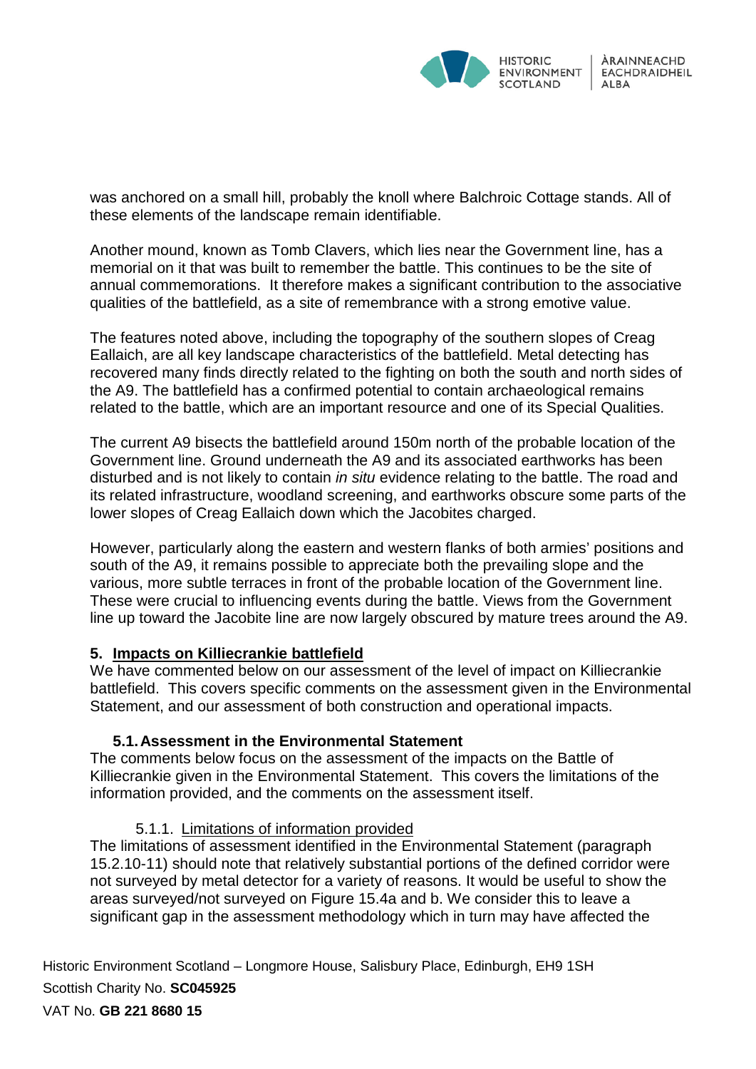was anchored on a small hill, probably the knoll where Balchroic Cottage stands. All of these elements of the landscape remain identifiable.

Another mound, known as Tomb Clavers, which lies near the Government line, has a memorial on it that was built to remember the battle. This continues to be the site of annual commemorations. It therefore makes a significant contribution to the associative qualities of the battlefield, as a site of remembrance with a strong emotive value.

The features noted above, including the topography of the southern slopes of Creag Eallaich, are all key landscape characteristics of the battlefield. Metal detecting has recovered many finds directly related to the fighting on both the south and north sides of the A9. The battlefield has a confirmed potential to contain archaeological remains related to the battle, which are an important resource and one of its Special Qualities.

The current A9 bisects the battlefield around 150m north of the probable location of the Government line. Ground underneath the A9 and its associated earthworks has been disturbed and is not likely to contain *in situ* evidence relating to the battle. The road and its related infrastructure, woodland screening, and earthworks obscure some parts of the lower slopes of Creag Eallaich down which the Jacobites charged.

However, particularly along the eastern and western flanks of both armies' positions and south of the A9, it remains possible to appreciate both the prevailing slope and the various, more subtle terraces in front of the probable location of the Government line. These were crucial to influencing events during the battle. Views from the Government line up toward the Jacobite line are now largely obscured by mature trees around the A9.

## 5. Impacts on Killiecrankie battlefield

We have commented below on our assessment of the level of impact on Killiecrankie battlefield. This covers specific comments on the assessment given in the Environmental Statement, and our assessment of both construction and operational impacts.

### 5.1. Assessment in the Environmental Statement

The comments below focus on the assessment of the impacts on the Battle of Killiecrankie given in the Environmental Statement. This covers the limitations of the information provided, and the comments on the assessment itself.

#### 5.1.1. Limitations of information provided

The limitations of assessment identified in the Environmental Statement (paragraph 15.2.10-11) should note that relatively substantial portions of the defined corridor were not surveyed by metal detector for a variety of reasons. It would be useful to show the areas surveyed/not surveyed on Figure 15.4a and b. We consider this to leave a significant gap in the assessment methodology which in turn may have affected the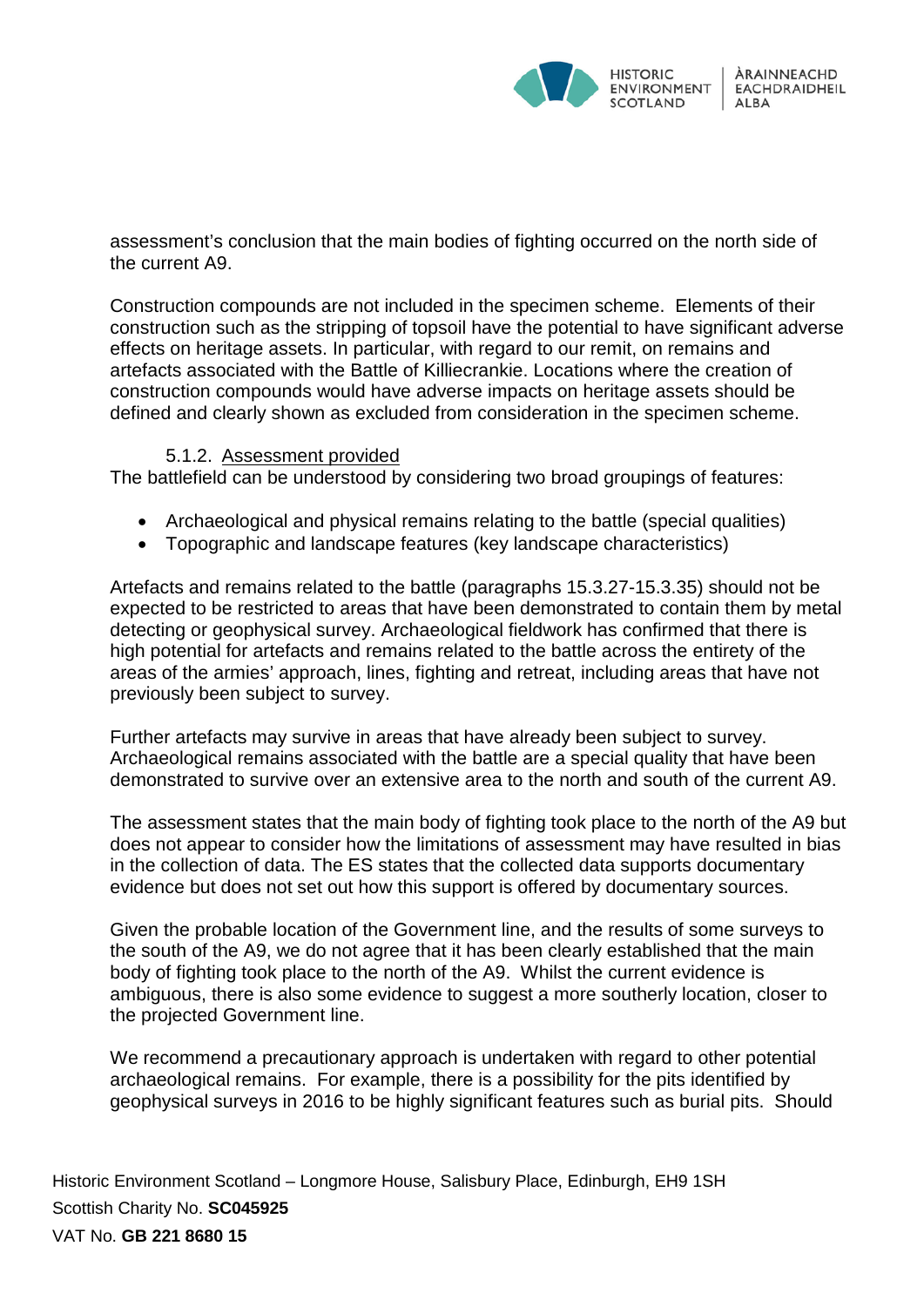assessment's conclusion that the main bodies of fighting occurred on the north side of the current A9.

Construction compounds are not included in the specimen scheme. Elements of their construction such as the stripping of topsoil have the potential to have significant adverse effects on heritage assets. In particular, with regard to our remit, on remains and artefacts associated with the Battle of Killiecrankie. Locations where the creation of construction compounds would have adverse impacts on heritage assets should be defined and clearly shown as excluded from consideration in the specimen scheme.

#### 5.1.2. Assessment provided

The battlefield can be understood by considering two broad groupings of features:

- Archaeological and physical remains relating to the battle (special qualities)
- Topographic and landscape features (key landscape characteristics)

Artefacts and remains related to the battle (paragraphs 15.3.27-15.3.35) should not be expected to be restricted to areas that have been demonstrated to contain them by metal detecting or geophysical survey. Archaeological fieldwork has confirmed that there is high potential for artefacts and remains related to the battle across the entirety of the areas of the armies' approach, lines, fighting and retreat, including areas that have not previously been subject to survey.

Further artefacts may survive in areas that have already been subject to survey. Archaeological remains associated with the battle are a special quality that have been demonstrated to survive over an extensive area to the north and south of the current A9.

The assessment states that the main body of fighting took place to the north of the A9 but does not appear to consider how the limitations of assessment may have resulted in bias in the collection of data. The ES states that the collected data supports documentary evidence but does not set out how this support is offered by documentary sources.

Given the probable location of the Government line, and the results of some surveys to the south of the A9, we do not agree that it has been clearly established that the main body of fighting took place to the north of the A9. Whilst the current evidence is ambiguous, there is also some evidence to suggest a more southerly location, closer to the projected Government line.

We recommend a precautionary approach is undertaken with regard to other potential archaeological remains. For example, there is a possibility for the pits identified by geophysical surveys in 2016 to be highly significant features such as burial pits. Should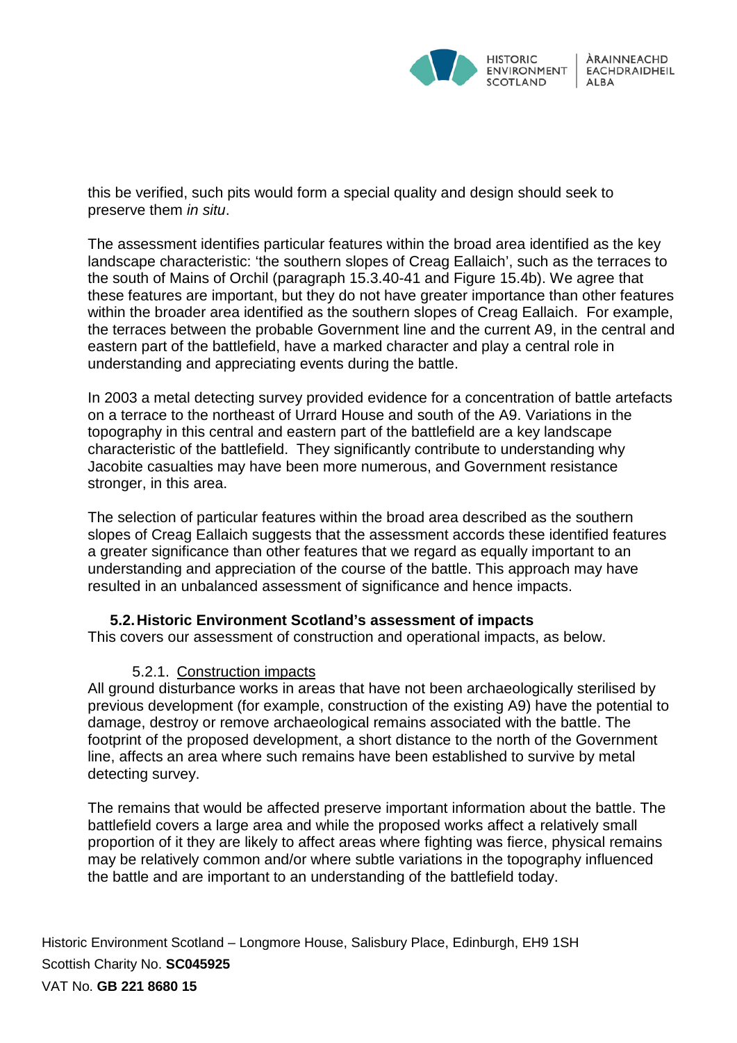this be verified, such pits would form a special quality and design should seek to preserve them *in situ*.

The assessment identifies particular features within the broad area identified as the key landscape characteristic: 'the southern slopes of Creag Eallaich', such as the terraces to the south of Mains of Orchil (paragraph 15.3.40-41 and Figure 15.4b). We agree that these features are important, but they do not have greater importance than other features within the broader area identified as the southern slopes of Creag Eallaich. For example, the terraces between the probable Government line and the current A9, in the central and eastern part of the battlefield, have a marked character and play a central role in understanding and appreciating events during the battle.

In 2003 a metal detecting survey provided evidence for a concentration of battle artefacts on a terrace to the northeast of Urrard House and south of the A9. Variations in the topography in this central and eastern part of the battlefield are a key landscape characteristic of the battlefield. They significantly contribute to understanding why Jacobite casualties may have been more numerous, and Government resistance stronger, in this area.

The selection of particular features within the broad area described as the southern slopes of Creag Eallaich suggests that the assessment accords these identified features a greater significance than other features that we regard as equally important to an understanding and appreciation of the course of the battle. This approach may have resulted in an unbalanced assessment of significance and hence impacts.

### 5.2. Historic Environment Scotland's assessment of impacts

This covers our assessment of construction and operational impacts, as below.

#### 5.2.1. Construction impacts

All ground disturbance works in areas that have not been archaeologically sterilised by previous development (for example, construction of the existing A9) have the potential to damage, destroy or remove archaeological remains associated with the battle. The footprint of the proposed development, a short distance to the north of the Government line, affects an area where such remains have been established to survive by metal detecting survey.

The remains that would be affected preserve important information about the battle. The battlefield covers a large area and while the proposed works affect a relatively small proportion of it they are likely to affect areas where fighting was fierce, physical remains may be relatively common and/or where subtle variations in the topography influenced the battle and are important to an understanding of the battlefield today.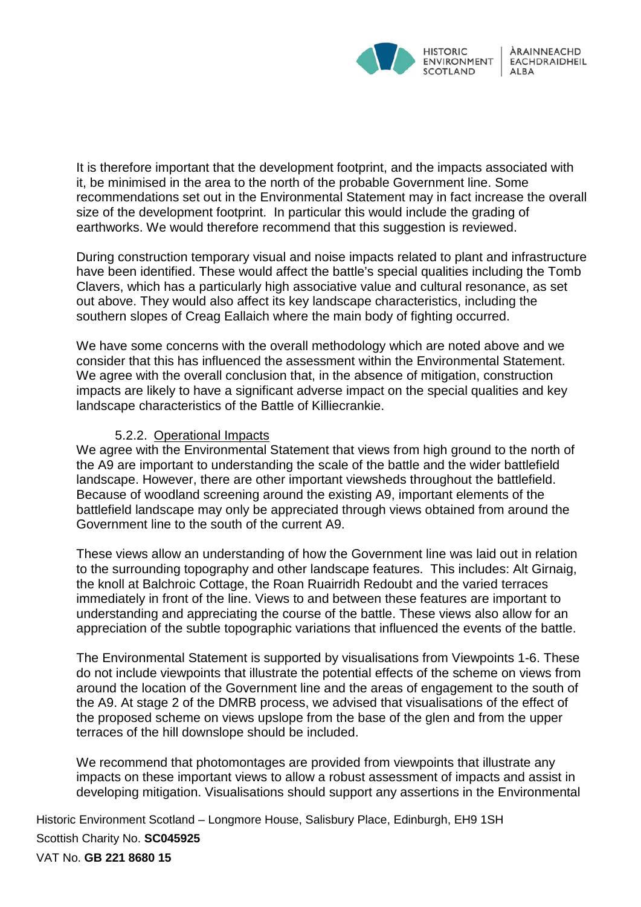It is therefore important that the development footprint, and the impacts associated with it, be minimised in the area to the north of the probable Government line. Some recommendations set out in the Environmental Statement may in fact increase the overall size of the development footprint. In particular this would include the grading of earthworks. We would therefore recommend that this suggestion is reviewed.

During construction temporary visual and noise impacts related to plant and infrastructure have been identified. These would affect the battle's special qualities including the Tomb Clavers, which has a particularly high associative value and cultural resonance, as set out above. They would also affect its key landscape characteristics, including the southern slopes of Creag Eallaich where the main body of fighting occurred.

We have some concerns with the overall methodology which are noted above and we consider that this has influenced the assessment within the Environmental Statement. We agree with the overall conclusion that, in the absence of mitigation, construction impacts are likely to have a significant adverse impact on the special qualities and key landscape characteristics of the Battle of Killiecrankie.

#### 5.2.2. Operational Impacts

We agree with the Environmental Statement that views from high ground to the north of the A9 are important to understanding the scale of the battle and the wider battlefield landscape. However, there are other important viewsheds throughout the battlefield. Because of woodland screening around the existing A9, important elements of the battlefield landscape may only be appreciated through views obtained from around the Government line to the south of the current A9.

These views allow an understanding of how the Government line was laid out in relation to the surrounding topography and other landscape features. This includes: Alt Girnaig, the knoll at Balchroic Cottage, the Roan Ruairridh Redoubt and the varied terraces immediately in front of the line. Views to and between these features are important to understanding and appreciating the course of the battle. These views also allow for an appreciation of the subtle topographic variations that influenced the events of the battle.

The Environmental Statement is supported by visualisations from Viewpoints 1-6. These do not include viewpoints that illustrate the potential effects of the scheme on views from around the location of the Government line and the areas of engagement to the south of the A9. At stage 2 of the DMRB process, we advised that visualisations of the effect of the proposed scheme on views upslope from the base of the glen and from the upper terraces of the hill downslope should be included.

We recommend that photomontages are provided from viewpoints that illustrate any impacts on these important views to allow a robust assessment of impacts and assist in developing mitigation. Visualisations should support any assertions in the Environmental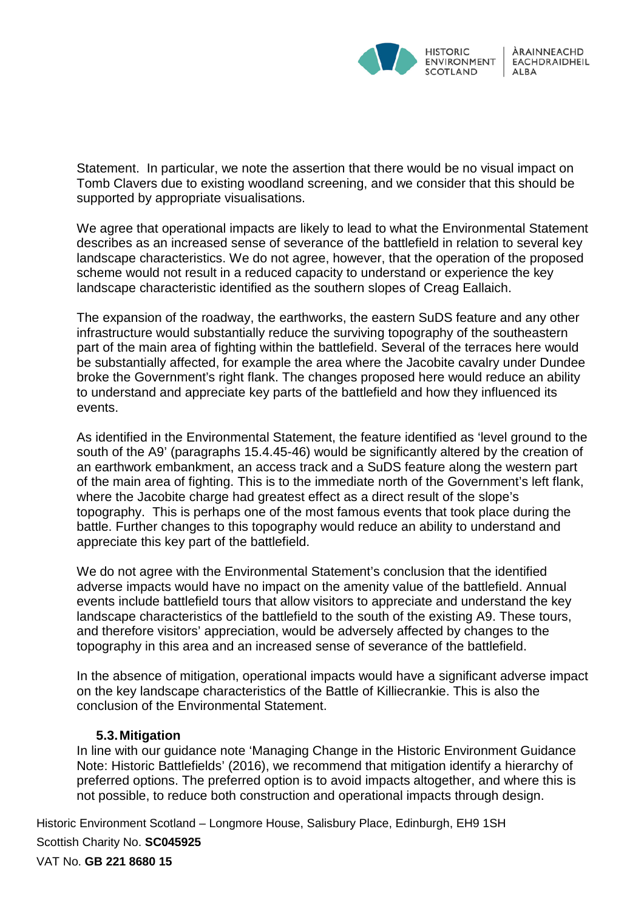Statement. In particular, we note the assertion that there would be no visual impact on Tomb Clavers due to existing woodland screening, and we consider that this should be supported by appropriate visualisations.

We agree that operational impacts are likely to lead to what the Environmental Statement describes as an increased sense of severance of the battlefield in relation to several key landscape characteristics. We do not agree, however, that the operation of the proposed scheme would not result in a reduced capacity to understand or experience the key landscape characteristic identified as the southern slopes of Creag Eallaich.

The expansion of the roadway, the earthworks, the eastern SuDS feature and any other infrastructure would substantially reduce the surviving topography of the southeastern part of the main area of fighting within the battlefield. Several of the terraces here would be substantially affected, for example the area where the Jacobite cavalry under Dundee broke the Government's right flank. The changes proposed here would reduce an ability to understand and appreciate key parts of the battlefield and how they influenced its events.

As identified in the Environmental Statement, the feature identified as 'level ground to the south of the A9' (paragraphs 15.4.45-46) would be significantly altered by the creation of an earthwork embankment, an access track and a SuDS feature along the western part of the main area of fighting. This is to the immediate north of the Government's left flank, where the Jacobite charge had greatest effect as a direct result of the slope's topography. This is perhaps one of the most famous events that took place during the battle. Further changes to this topography would reduce an ability to understand and appreciate this key part of the battlefield.

We do not agree with the Environmental Statement's conclusion that the identified adverse impacts would have no impact on the amenity value of the battlefield. Annual events include battlefield tours that allow visitors to appreciate and understand the key landscape characteristics of the battlefield to the south of the existing A9. These tours, and therefore visitors' appreciation, would be adversely affected by changes to the topography in this area and an increased sense of severance of the battlefield.

In the absence of mitigation, operational impacts would have a significant adverse impact on the key landscape characteristics of the Battle of Killiecrankie. This is also the conclusion of the Environmental Statement.

### 5.3. Mitigation

In line with our guidance note 'Managing Change in the Historic Environment Guidance Note: Historic Battlefields' (2016), we recommend that mitigation identify a hierarchy of preferred options. The preferred option is to avoid impacts altogether, and where this is not possible, to reduce both construction and operational impacts through design.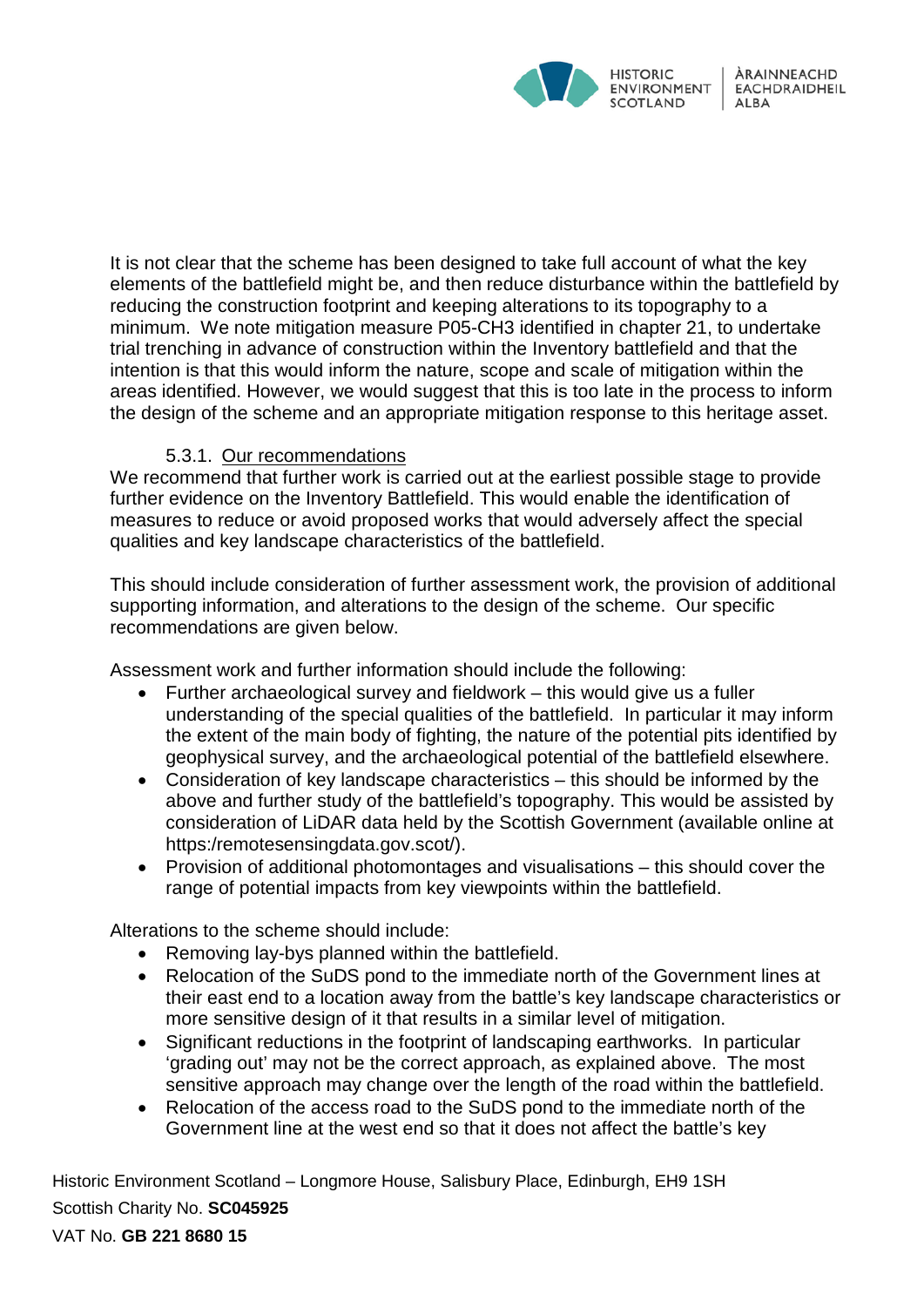It is not clear that the scheme has been designed to take full account of what the key elements of the battlefield might be, and then reduce disturbance within the battlefield by reducing the construction footprint and keeping alterations to its topography to a minimum. We note mitigation measure P05-CH3 identified in chapter 21, to undertake trial trenching in advance of construction within the Inventory battlefield and that the intention is that this would inform the nature, scope and scale of mitigation within the areas identified. However, we would suggest that this is too late in the process to inform the design of the scheme and an appropriate mitigation response to this heritage asset.

### 5.3.1. Our recommendations

We recommend that further work is carried out at the earliest possible stage to provide further evidence on the Inventory Battlefield. This would enable the identification of measures to reduce or avoid proposed works that would adversely affect the special qualities and key landscape characteristics of the battlefield.

This should include consideration of further assessment work, the provision of additional supporting information, and alterations to the design of the scheme. Our specific recommendations are given below.

Assessment work and further information should include the following:

- Further archaeological survey and fieldwork – this would give us a fuller understanding of the special qualities of the battlefield. In particular it may inform the extent of the main body of fighting, the nature of the potential pits identified by geophysical survey, and the archaeological potential of the battlefield elsewhere.
- Consideration of key landscape characteristics – this should be informed by the above and further study of the battlefield's topography. This would be assisted by consideration of LiDAR data held by the Scottish Government (available online at https:/remotesensingdata.gov.scot/).
- Provision of additional photomontages and visualisations – this should cover the range of potential impacts from key viewpoints within the battlefield.

Alterations to the scheme should include:

- Removing lay-bys planned within the battlefield.
- Relocation of the SuDS pond to the immediate north of the Government lines at their east end to a location away from the battle's key landscape characteristics or more sensitive design of it that results in a similar level of mitigation.
- Significant reductions in the footprint of landscaping earthworks. In particular 'grading out' may not be the correct approach, as explained above. The most sensitive approach may change over the length of the road within the battlefield.
- Relocation of the access road to the SuDS pond to the immediate north of the Government line at the west end so that it does not affect the battle's key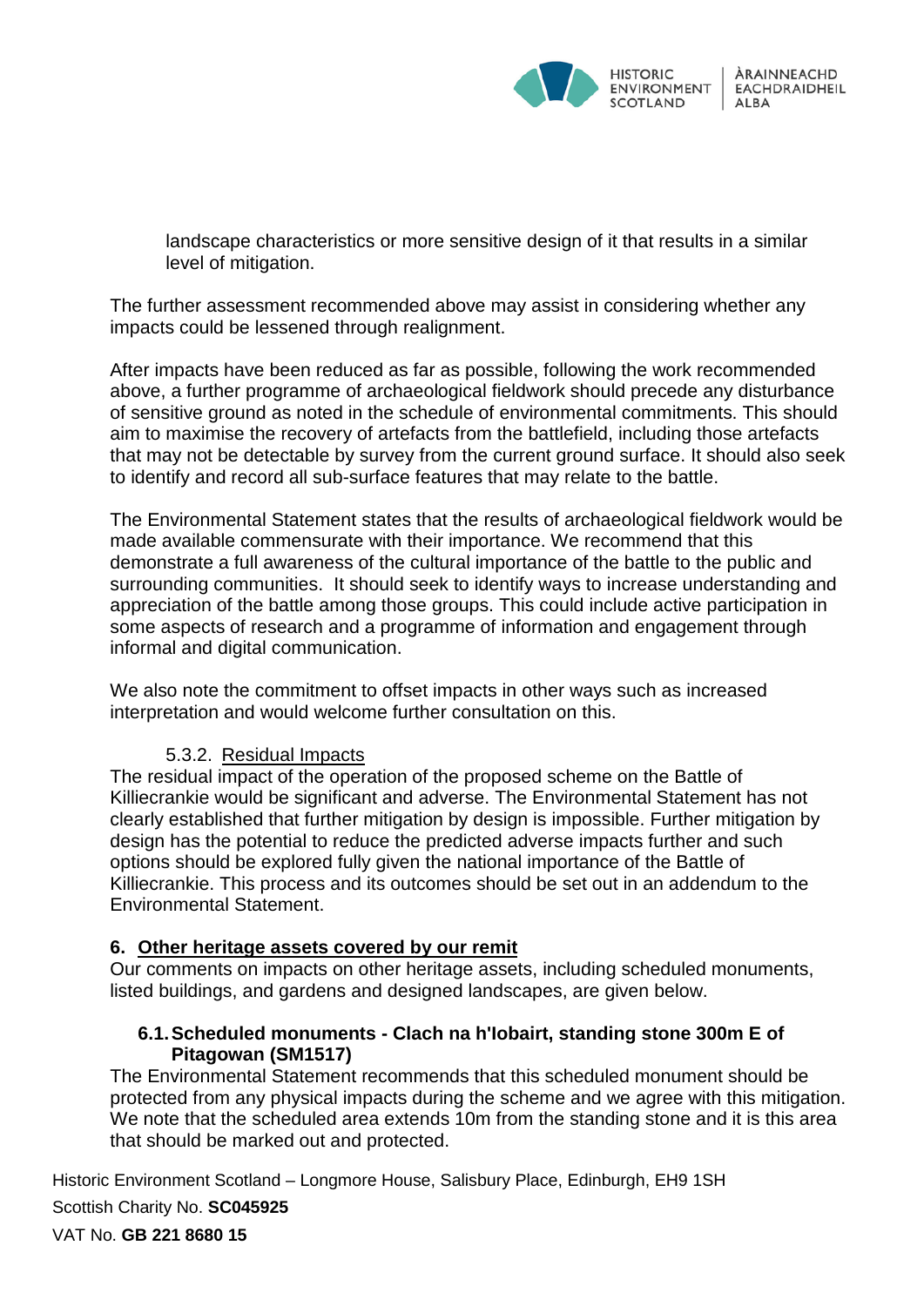landscape characteristics or more sensitive design of it that results in a similar level of mitigation.

The further assessment recommended above may assist in considering whether any impacts could be lessened through realignment.

After impacts have been reduced as far as possible, following the work recommended above, a further programme of archaeological fieldwork should precede any disturbance of sensitive ground as noted in the schedule of environmental commitments. This should aim to maximise the recovery of artefacts from the battlefield, including those artefacts that may not be detectable by survey from the current ground surface. It should also seek to identify and record all sub-surface features that may relate to the battle.

The Environmental Statement states that the results of archaeological fieldwork would be made available commensurate with their importance. We recommend that this demonstrate a full awareness of the cultural importance of the battle to the public and surrounding communities. It should seek to identify ways to increase understanding and appreciation of the battle among those groups. This could include active participation in some aspects of research and a programme of information and engagement through informal and digital communication.

We also note the commitment to offset impacts in other ways such as increased interpretation and would welcome further consultation on this.

#### 5.3.2. Residual Impacts

The residual impact of the operation of the proposed scheme on the Battle of Killiecrankie would be significant and adverse. The Environmental Statement has not clearly established that further mitigation by design is impossible. Further mitigation by design has the potential to reduce the predicted adverse impacts further and such options should be explored fully given the national importance of the Battle of Killiecrankie. This process and its outcomes should be set out in an addendum to the Environmental Statement.

## 6. Other heritage assets covered by our remit

Our comments on impacts on other heritage assets, including scheduled monuments, listed buildings, and gardens and designed landscapes, are given below.

### 6.1. Scheduled monuments - Clach na h'Iobairt, standing stone 300m E of Pitagowan (SM1517)

The Environmental Statement recommends that this scheduled monument should be protected from any physical impacts during the scheme and we agree with this mitigation. We note that the scheduled area extends 10m from the standing stone and it is this area that should be marked out and protected.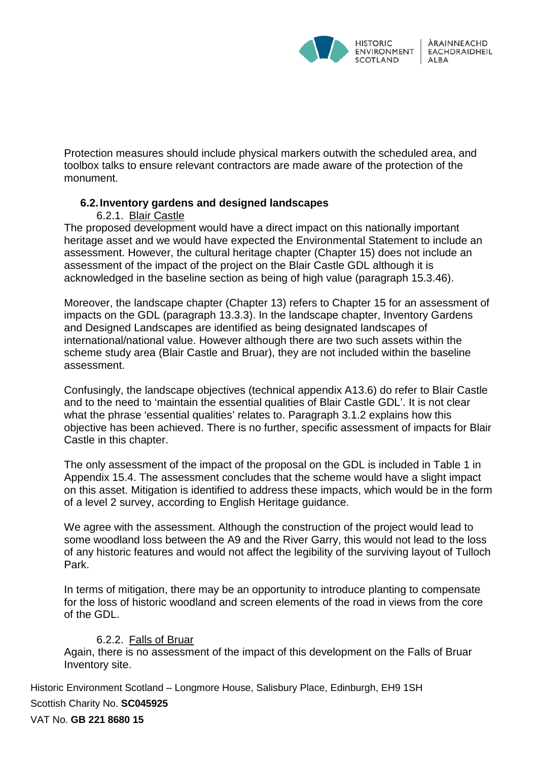Protection measures should include physical markers outwith the scheduled area, and toolbox talks to ensure relevant contractors are made aware of the protection of the monument.

### 6.2. Inventory gardens and designed landscapes

#### 6.2.1. Blair Castle

The proposed development would have a direct impact on this nationally important heritage asset and we would have expected the Environmental Statement to include an assessment. However, the cultural heritage chapter (Chapter 15) does not include an assessment of the impact of the project on the Blair Castle GDL although it is acknowledged in the baseline section as being of high value (paragraph 15.3.46).

Moreover, the landscape chapter (Chapter 13) refers to Chapter 15 for an assessment of impacts on the GDL (paragraph 13.3.3). In the landscape chapter, Inventory Gardens and Designed Landscapes are identified as being designated landscapes of international/national value. However although there are two such assets within the scheme study area (Blair Castle and Bruar), they are not included within the baseline assessment.

Confusingly, the landscape objectives (technical appendix A13.6) do refer to Blair Castle and to the need to 'maintain the essential qualities of Blair Castle GDL'. It is not clear what the phrase 'essential qualities' relates to. Paragraph 3.1.2 explains how this objective has been achieved. There is no further, specific assessment of impacts for Blair Castle in this chapter.

The only assessment of the impact of the proposal on the GDL is included in Table 1 in Appendix 15.4. The assessment concludes that the scheme would have a slight impact on this asset. Mitigation is identified to address these impacts, which would be in the form of a level 2 survey, according to English Heritage guidance.

We agree with the assessment. Although the construction of the project would lead to some woodland loss between the A9 and the River Garry, this would not lead to the loss of any historic features and would not affect the legibility of the surviving layout of Tulloch Park.

In terms of mitigation, there may be an opportunity to introduce planting to compensate for the loss of historic woodland and screen elements of the road in views from the core of the GDL.

#### 6.2.2. Falls of Bruar

Again, there is no assessment of the impact of this development on the Falls of Bruar Inventory site.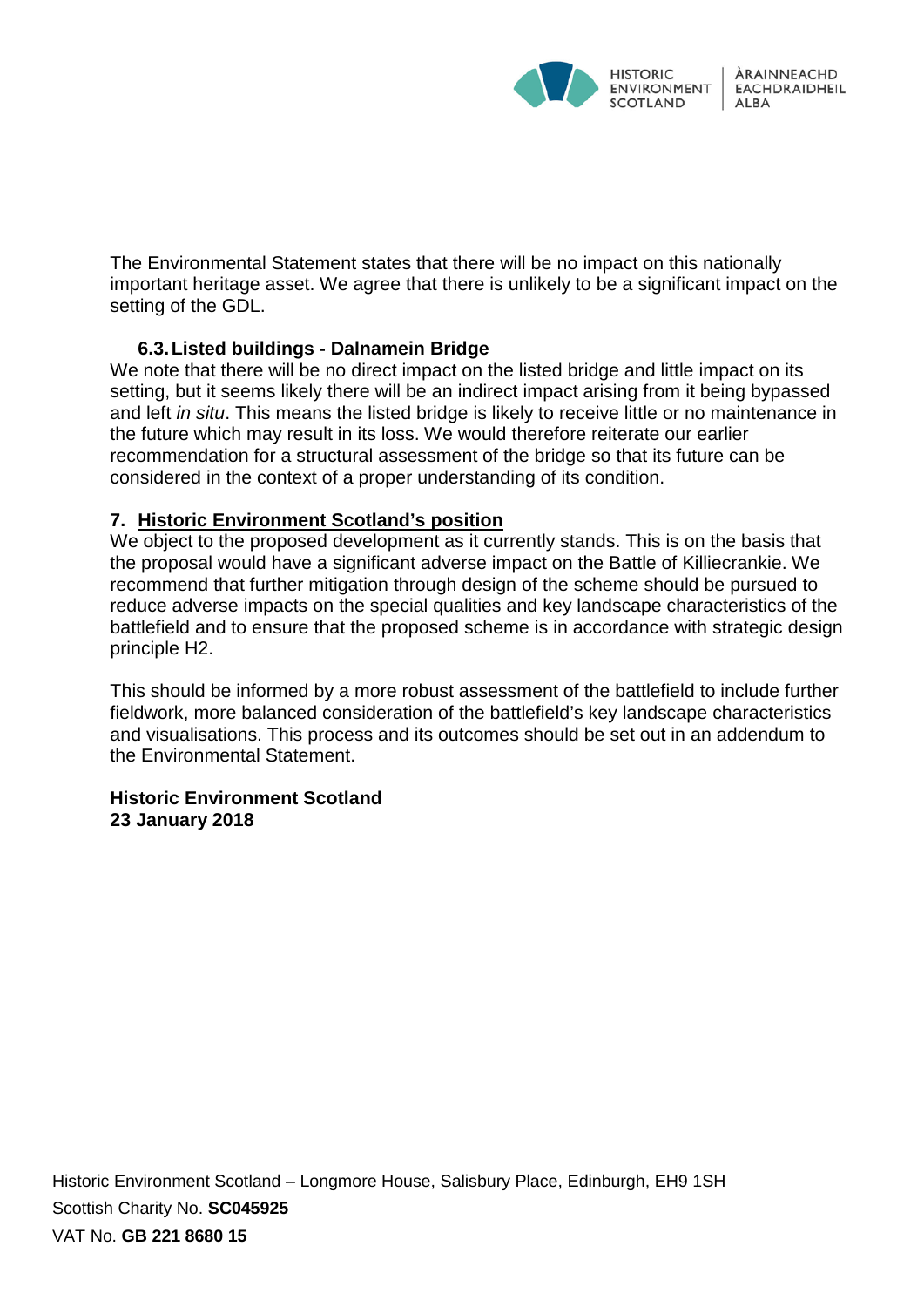The Environmental Statement states that there will be no impact on this nationally important heritage asset. We agree that there is unlikely to be a significant impact on the setting of the GDL.

### 6.3. Listed buildings - Dalnamein Bridge

We note that there will be no direct impact on the listed bridge and little impact on its setting, but it seems likely there will be an indirect impact arising from it being bypassed and left *in situ*. This means the listed bridge is likely to receive little or no maintenance in the future which may result in its loss. We would therefore reiterate our earlier recommendation for a structural assessment of the bridge so that its future can be considered in the context of a proper understanding of its condition.

## 7. Historic Environment Scotland's position

We object to the proposed development as it currently stands. This is on the basis that the proposal would have a significant adverse impact on the Battle of Killiecrankie. We recommend that further mitigation through design of the scheme should be pursued to reduce adverse impacts on the special qualities and key landscape characteristics of the battlefield and to ensure that the proposed scheme is in accordance with strategic design principle H2.

This should be informed by a more robust assessment of the battlefield to include further fieldwork, more balanced consideration of the battlefield's key landscape characteristics and visualisations. This process and its outcomes should be set out in an addendum to the Environmental Statement.

**Historic Environment Scotland**
**23 January 2018**